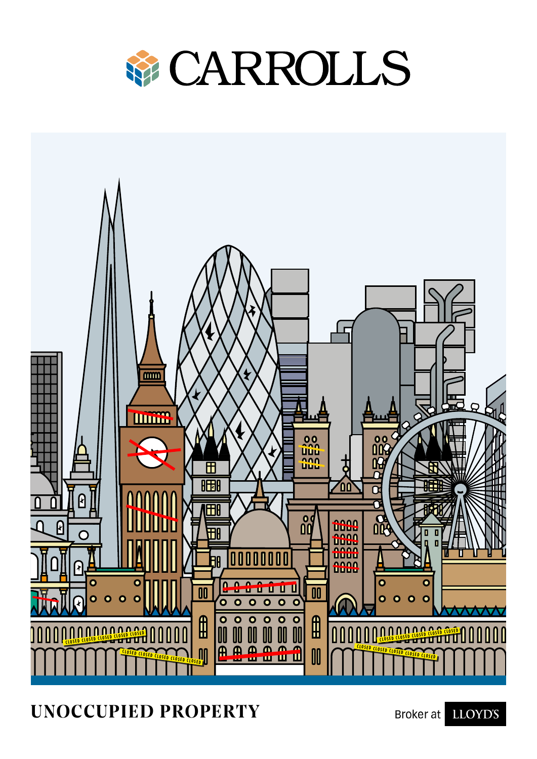# CARROLLS

# UNOCCUPIED PROPERTY

Broker at LLOYD'S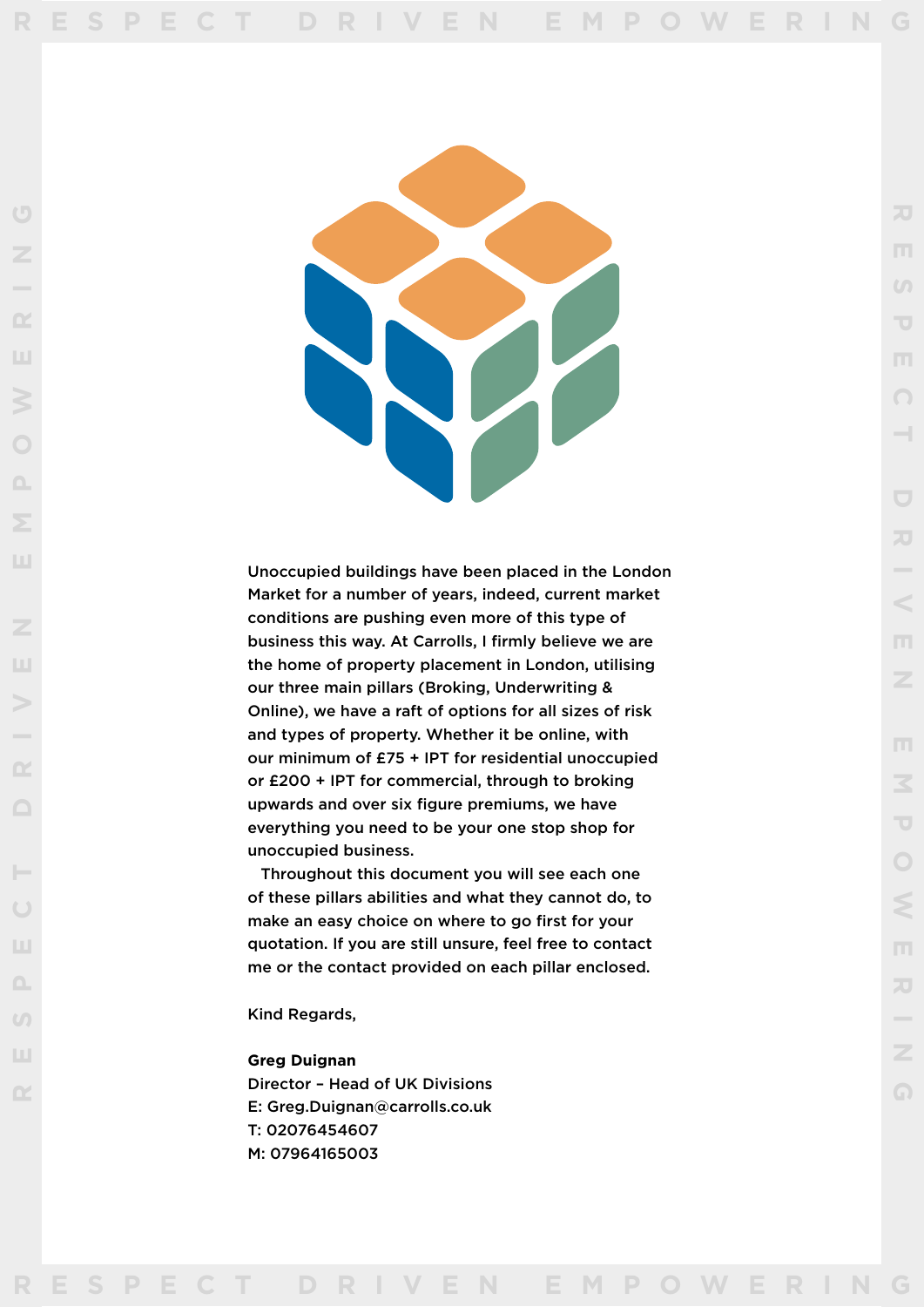Unoccupied buildings have been placed in the London Market for a number of years, indeed, current market conditions are pushing even more of this type of business this way. At Carrolls, I firmly believe we are the home of property placement in London, utilising our three main pillars (Broking, Underwriting & Online), we have a raft of options for all sizes of risk and types of property. Whether it be online, with our minimum of £75 + IPT for residential unoccupied or £200 + IPT for commercial, through to broking upwards and over six figure premiums, we have everything you need to be your one stop shop for unoccupied business.

Throughout this document you will see each one of these pillars abilities and what they cannot do, to make an easy choice on where to go first for your quotation. If you are still unsure, feel free to contact me or the contact provided on each pillar enclosed.

Kind Regards,

**Greg Duignan**
Director – Head of UK Divisions
E: Greg.Duignan@carrolls.co.uk
T: 02076454607
M: 07964165003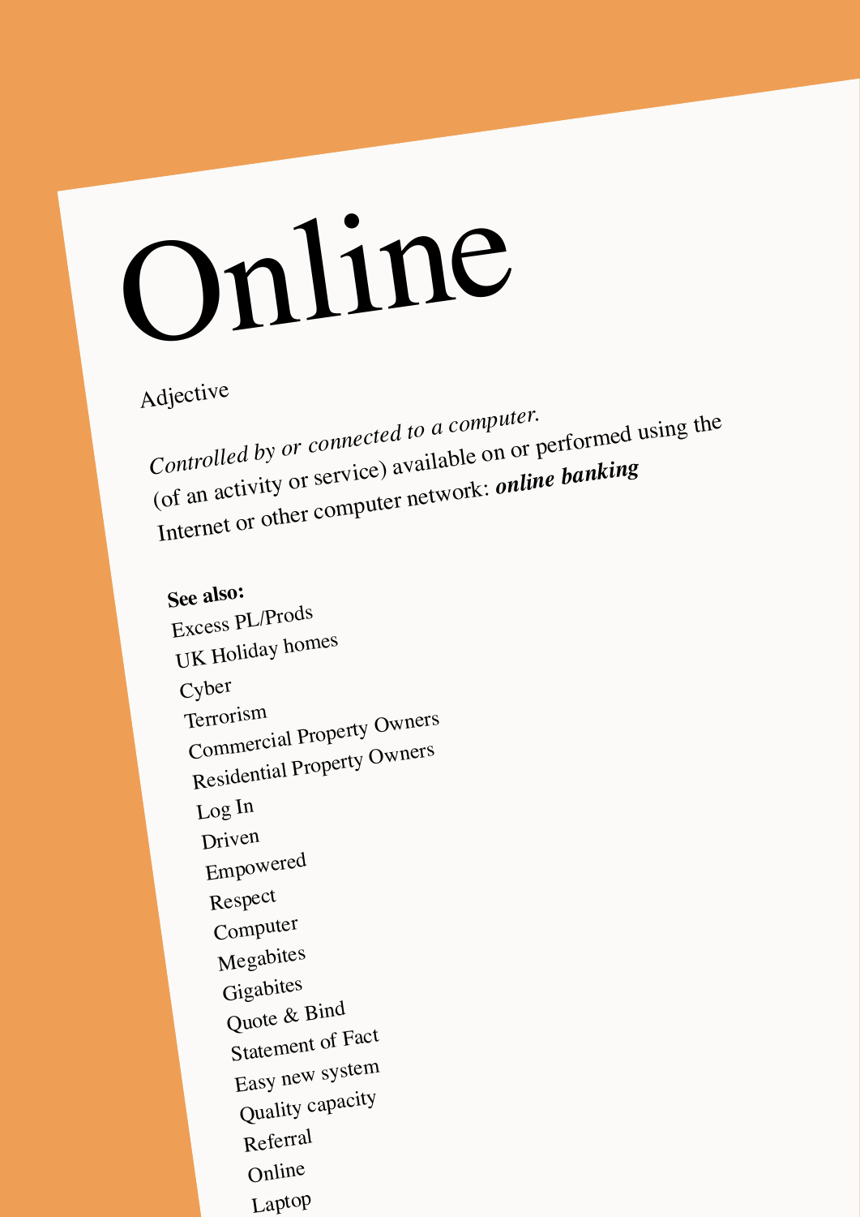# Online

Adjective

*Controlled by or connected to a computer.*

(of an activity or service) available on or performed using the Internet or other computer network: ***online banking***

**See also:**

Excess PL/Prods
UK Holiday homes
Cyber
Terrorism
Commercial Property Owners
Residential Property Owners
Log In
Driven
Empowered
Respect
Computer
Megabites
Gigabites
Quote & Bind
Statement of Fact
Easy new system
Quality capacity
Referral
Online
Laptop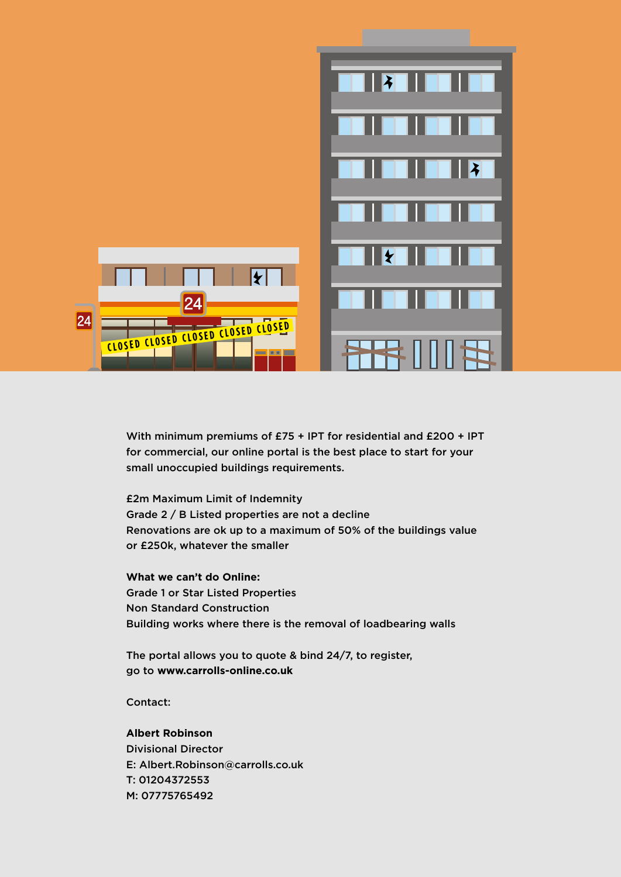With minimum premiums of £75 + IPT for residential and £200 + IPT for commercial, our online portal is the best place to start for your small unoccupied buildings requirements.

£2m Maximum Limit of Indemnity
Grade 2 / B Listed properties are not a decline
Renovations are ok up to a maximum of 50% of the buildings value or £250k, whatever the smaller

**What we can't do Online:**
Grade 1 or Star Listed Properties
Non Standard Construction
Building works where there is the removal of loadbearing walls

The portal allows you to quote & bind 24/7, to register, go to **www.carrolls-online.co.uk**

Contact:

**Albert Robinson**
Divisional Director
E: Albert.Robinson@carrolls.co.uk
T: 01204372553
M: 07775765492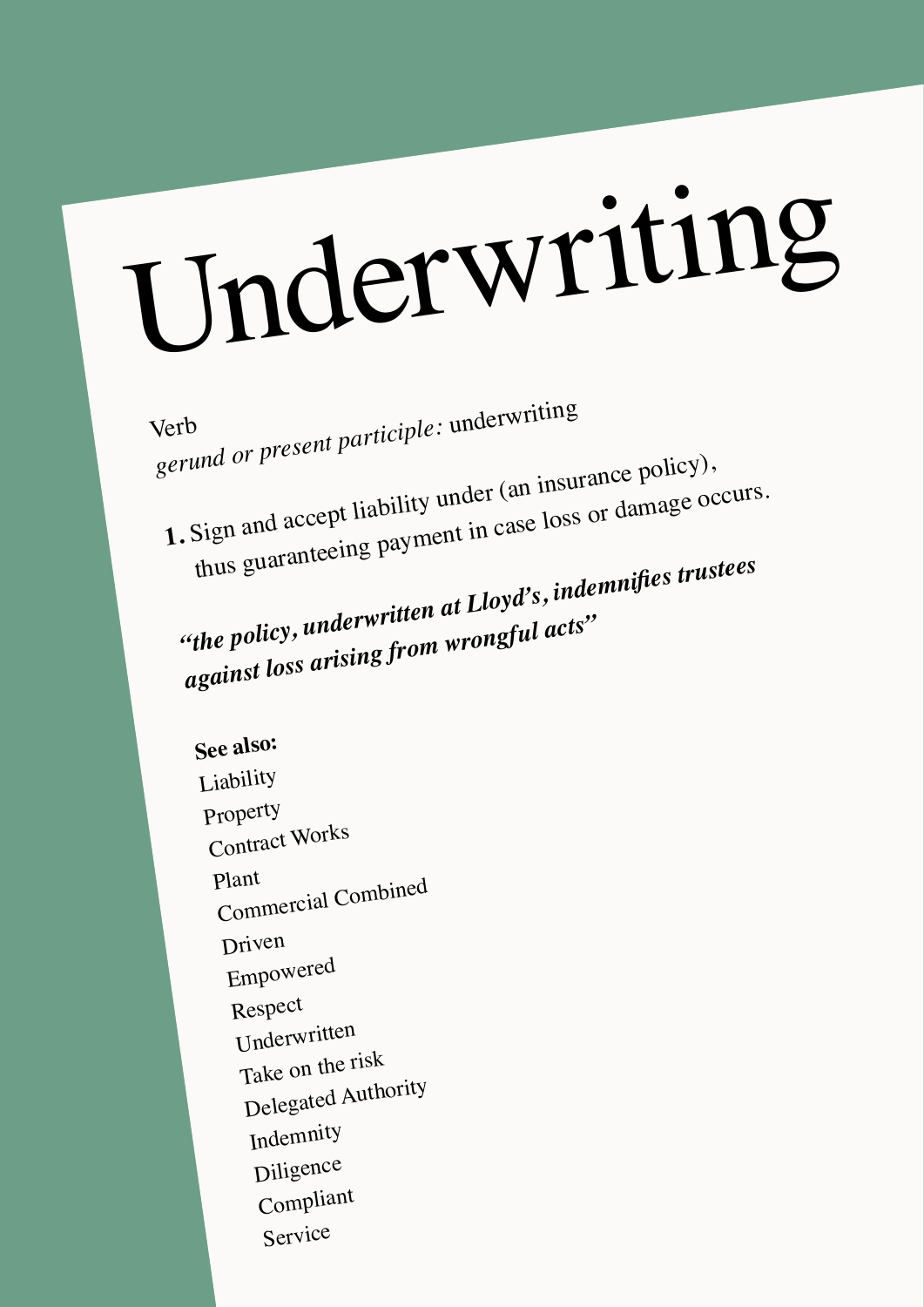# Underwriting

Verb
*gerund or present participle:* underwriting

**1.** Sign and accept liability under (an insurance policy), thus guaranteeing payment in case loss or damage occurs.

***"the policy, underwritten at Lloyd's, indemnifies trustees against loss arising from wrongful acts"***

**See also:**

Liability
Property
Contract Works
Plant
Commercial Combined
Driven
Empowered
Respect
Underwritten
Take on the risk
Delegated Authority
Indemnity
Diligence
Compliant
Service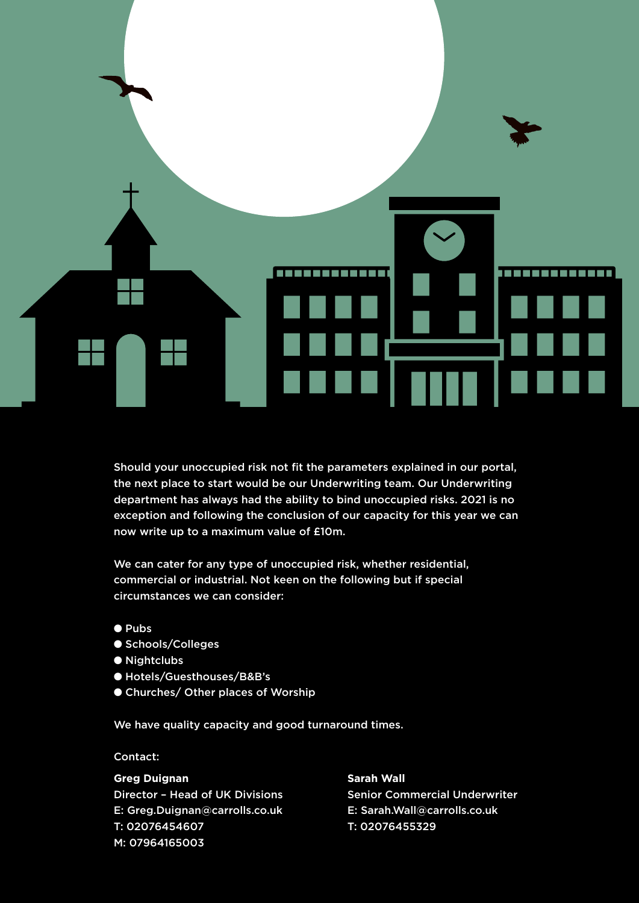Should your unoccupied risk not fit the parameters explained in our portal, the next place to start would be our Underwriting team. Our Underwriting department has always had the ability to bind unoccupied risks. 2021 is no exception and following the conclusion of our capacity for this year we can now write up to a maximum value of £10m.

We can cater for any type of unoccupied risk, whether residential, commercial or industrial. Not keen on the following but if special circumstances we can consider:

- Pubs
- Schools/Colleges
- Nightclubs
- Hotels/Guesthouses/B&B's
- Churches/ Other places of Worship

We have quality capacity and good turnaround times.

Contact:

**Greg Duignan**
Director – Head of UK Divisions
E: Greg.Duignan@carrolls.co.uk
T: 02076454607
M: 07964165003

**Sarah Wall**
Senior Commercial Underwriter
E: Sarah.Wall@carrolls.co.uk
T: 02076455329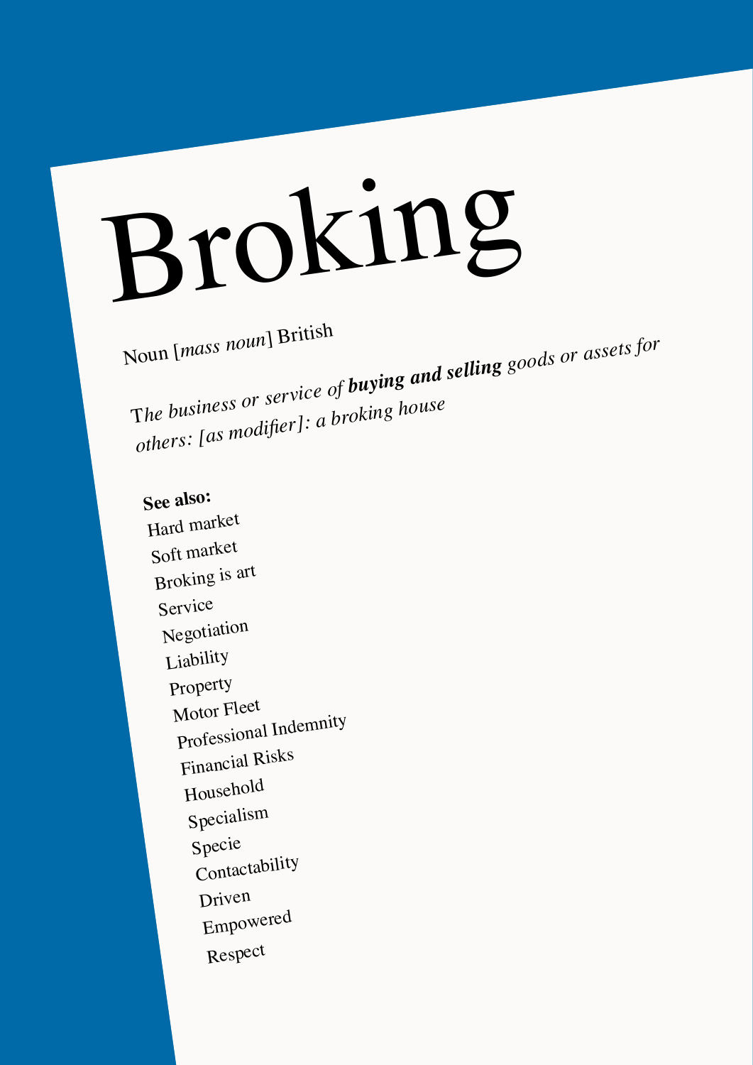# Broking

Noun [*mass noun*] British

*The business or service of* ***buying and selling*** *goods or assets for others: [as modifier]: a broking house*

**See also:**

Hard market
Soft market
Broking is art
Service
Negotiation
Liability
Property
Motor Fleet
Professional Indemnity
Financial Risks
Household
Specialism
Specie
Contactability
Driven
Empowered
Respect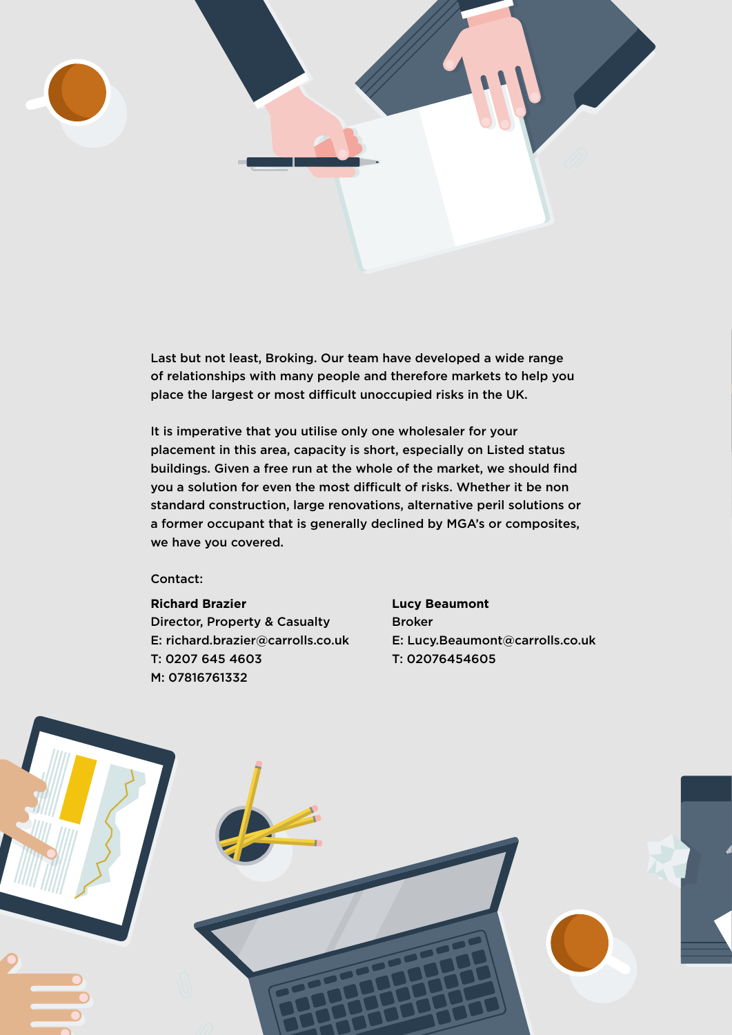Last but not least, Broking. Our team have developed a wide range of relationships with many people and therefore markets to help you place the largest or most difficult unoccupied risks in the UK.

It is imperative that you utilise only one wholesaler for your placement in this area, capacity is short, especially on Listed status buildings. Given a free run at the whole of the market, we should find you a solution for even the most difficult of risks. Whether it be non standard construction, large renovations, alternative peril solutions or a former occupant that is generally declined by MGA's or composites, we have you covered.

Contact:

**Richard Brazier**
Director, Property & Casualty
E: richard.brazier@carrolls.co.uk
T: 0207 645 4603
M: 07816761332

**Lucy Beaumont**
Broker
E: Lucy.Beaumont@carrolls.co.uk
T: 02076454605